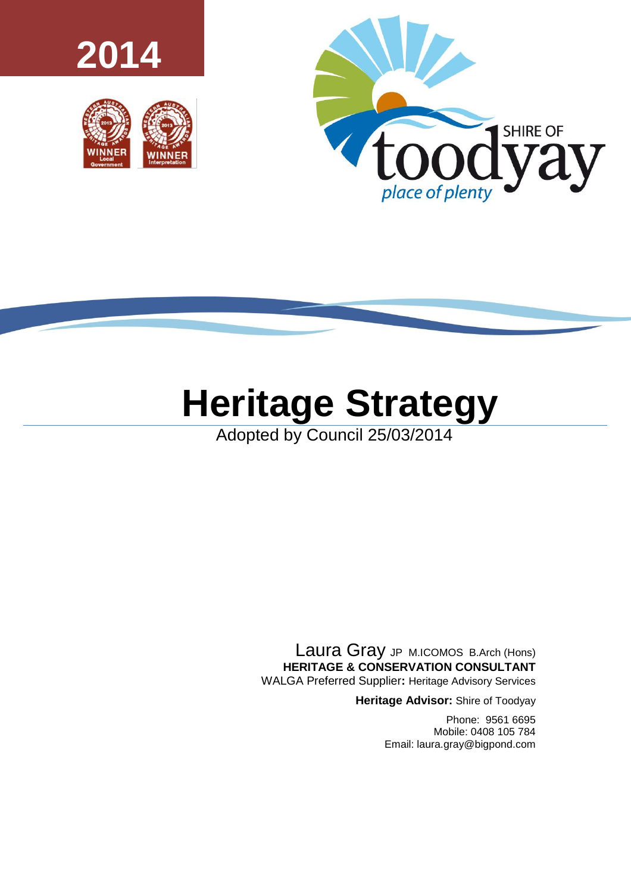2014

WINNER Local Government

WINNER Interpretation

SHIRE OF toodyay

*place of plenty*

# Heritage Strategy

Adopted by Council 25/03/2014

Laura Gray JP M.ICOMOS B.Arch (Hons)
**HERITAGE & CONSERVATION CONSULTANT**
WALGA Preferred Supplier**:** Heritage Advisory Services

**Heritage Advisor:** Shire of Toodyay

Phone: 9561 6695
Mobile: 0408 105 784
Email: laura.gray@bigpond.com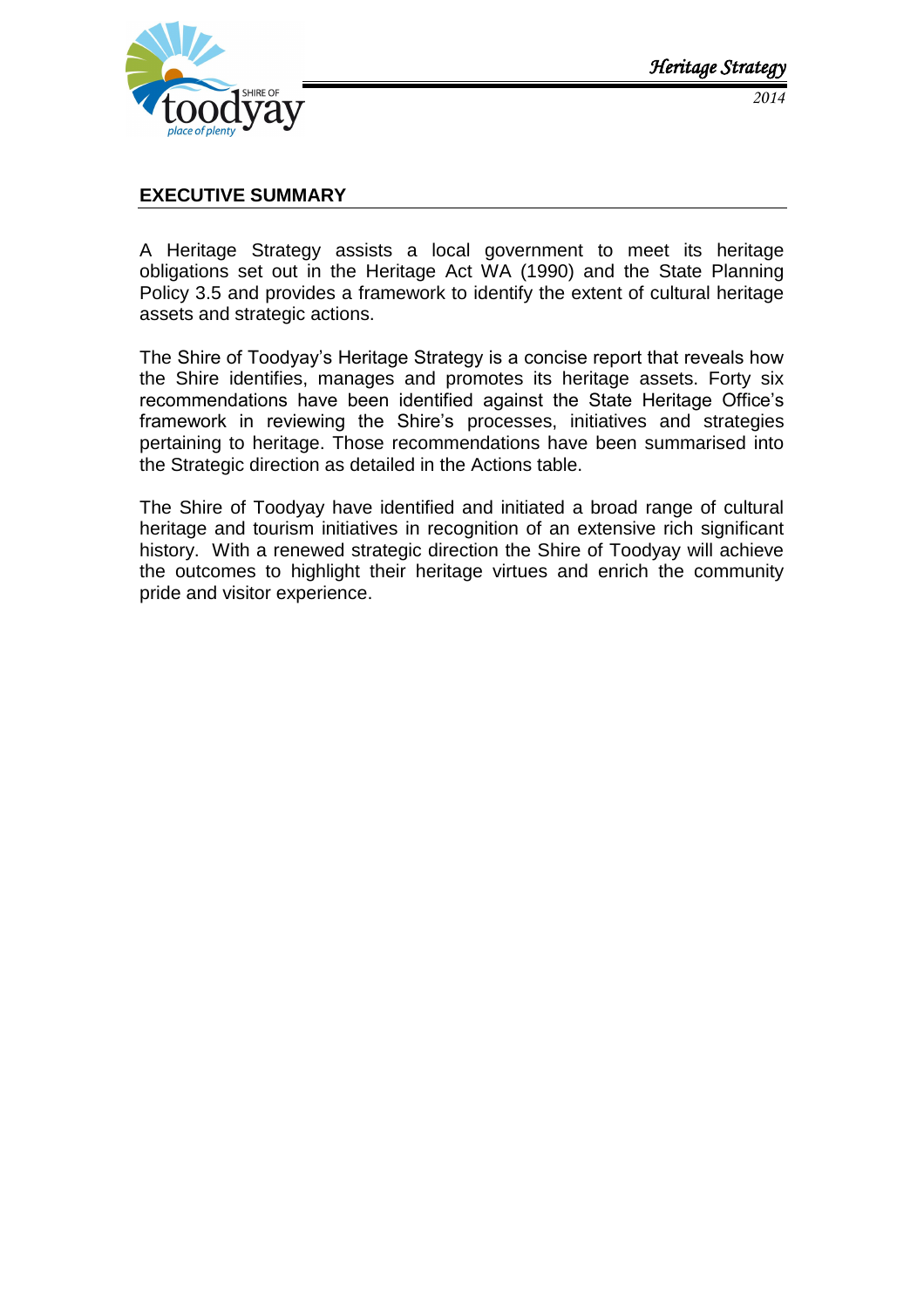## EXECUTIVE SUMMARY

A Heritage Strategy assists a local government to meet its heritage obligations set out in the Heritage Act WA (1990) and the State Planning Policy 3.5 and provides a framework to identify the extent of cultural heritage assets and strategic actions.

The Shire of Toodyay's Heritage Strategy is a concise report that reveals how the Shire identifies, manages and promotes its heritage assets. Forty six recommendations have been identified against the State Heritage Office's framework in reviewing the Shire's processes, initiatives and strategies pertaining to heritage. Those recommendations have been summarised into the Strategic direction as detailed in the Actions table.

The Shire of Toodyay have identified and initiated a broad range of cultural heritage and tourism initiatives in recognition of an extensive rich significant history. With a renewed strategic direction the Shire of Toodyay will achieve the outcomes to highlight their heritage virtues and enrich the community pride and visitor experience.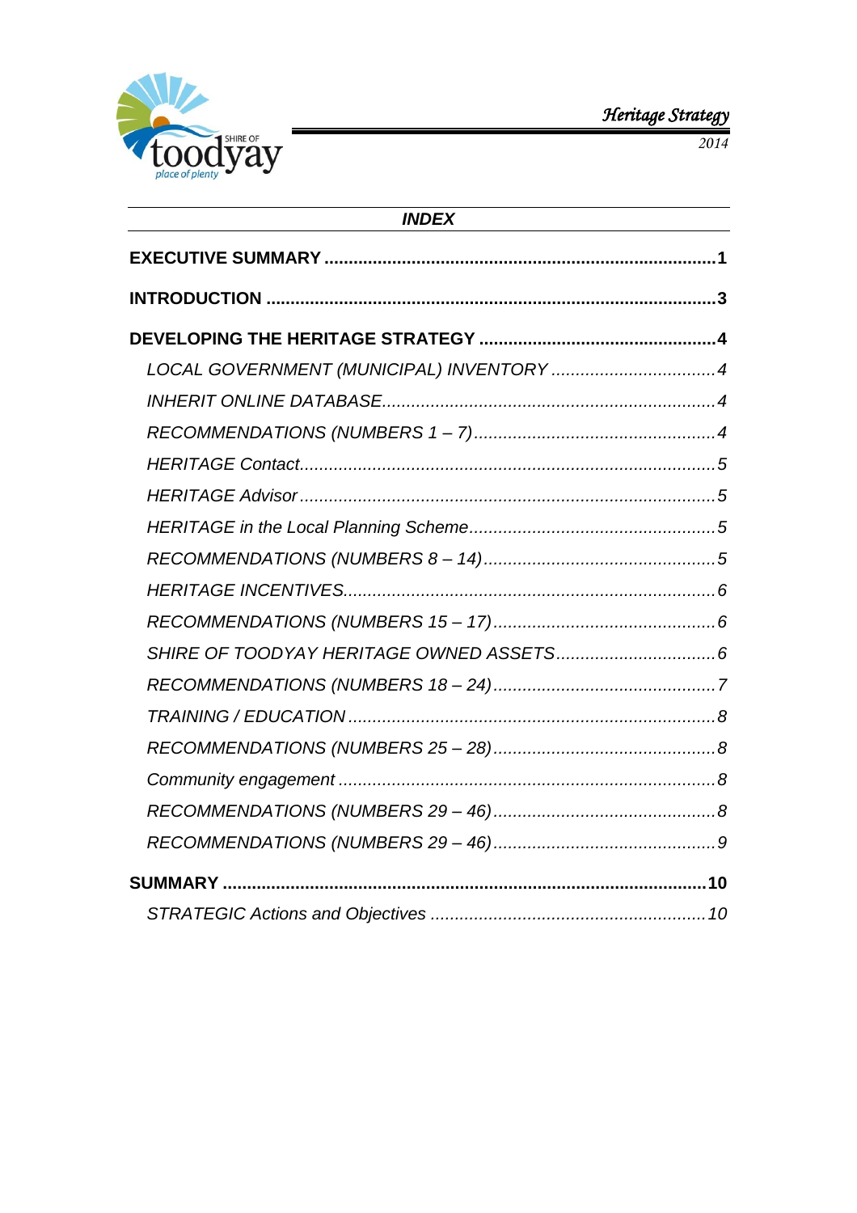## *INDEX*

**EXECUTIVE SUMMARY ................................................................................1**

**INTRODUCTION ............................................................................................3**

**DEVELOPING THE HERITAGE STRATEGY .................................................4**

- *LOCAL GOVERNMENT (MUNICIPAL) INVENTORY ..................................4*
- *INHERIT ONLINE DATABASE....................................................................4*
- *RECOMMENDATIONS (NUMBERS 1 – 7).................................................4*
- *HERITAGE Contact.....................................................................................5*
- *HERITAGE Advisor.....................................................................................5*
- *HERITAGE in the Local Planning Scheme..................................................5*
- *RECOMMENDATIONS (NUMBERS 8 – 14)...............................................5*
- *HERITAGE INCENTIVES...........................................................................6*
- *RECOMMENDATIONS (NUMBERS 15 – 17).............................................6*
- *SHIRE OF TOODYAY HERITAGE OWNED ASSETS................................6*
- *RECOMMENDATIONS (NUMBERS 18 – 24).............................................7*
- *TRAINING / EDUCATION ..........................................................................8*
- *RECOMMENDATIONS (NUMBERS 25 – 28).............................................8*
- *Community engagement ............................................................................8*
- *RECOMMENDATIONS (NUMBERS 29 – 46).............................................8*
- *RECOMMENDATIONS (NUMBERS 29 – 46).............................................9*

**SUMMARY ..................................................................................................10**

- *STRATEGIC Actions and Objectives ........................................................10*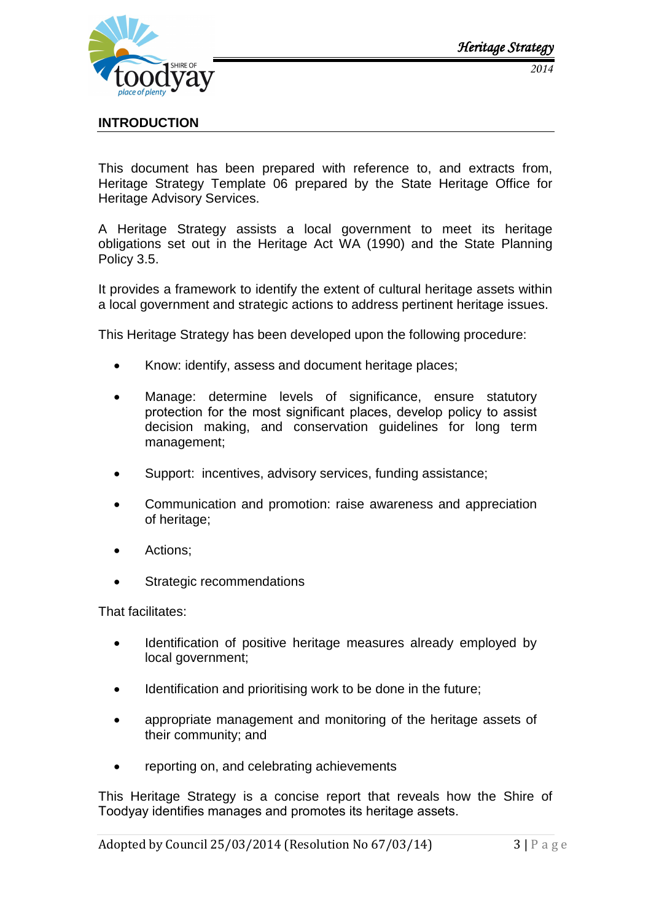## INTRODUCTION

This document has been prepared with reference to, and extracts from, Heritage Strategy Template 06 prepared by the State Heritage Office for Heritage Advisory Services.

A Heritage Strategy assists a local government to meet its heritage obligations set out in the Heritage Act WA (1990) and the State Planning Policy 3.5.

It provides a framework to identify the extent of cultural heritage assets within a local government and strategic actions to address pertinent heritage issues.

This Heritage Strategy has been developed upon the following procedure:

- Know: identify, assess and document heritage places;
- Manage: determine levels of significance, ensure statutory protection for the most significant places, develop policy to assist decision making, and conservation guidelines for long term management;
- Support: incentives, advisory services, funding assistance;
- Communication and promotion: raise awareness and appreciation of heritage;
- Actions;
- Strategic recommendations

That facilitates:

- Identification of positive heritage measures already employed by local government;
- Identification and prioritising work to be done in the future;
- appropriate management and monitoring of the heritage assets of their community; and
- reporting on, and celebrating achievements

This Heritage Strategy is a concise report that reveals how the Shire of Toodyay identifies manages and promotes its heritage assets.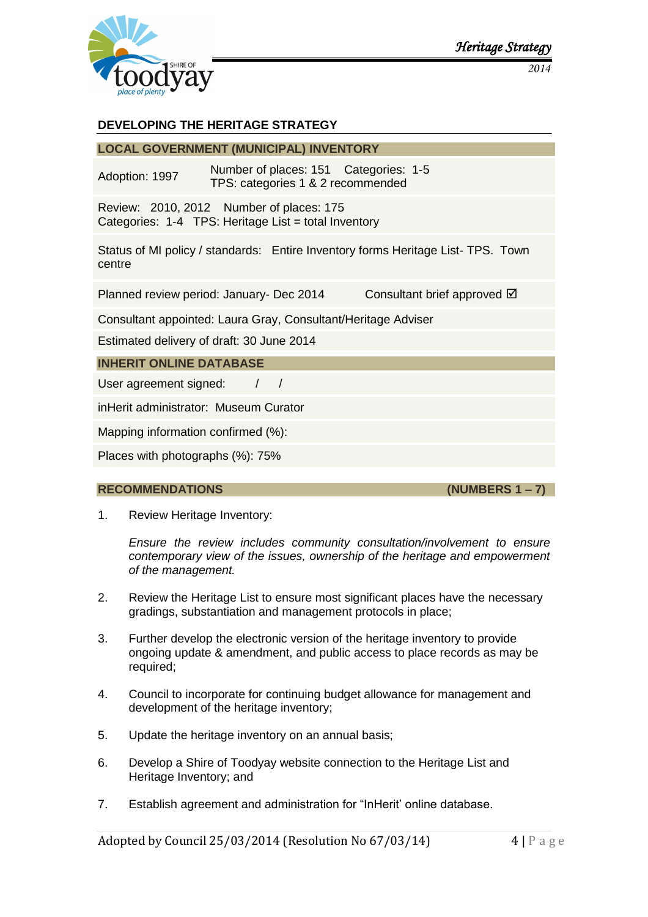## DEVELOPING THE HERITAGE STRATEGY

### LOCAL GOVERNMENT (MUNICIPAL) INVENTORY

Adoption: 1997 — Number of places: 151 Categories: 1-5
TPS: categories 1 & 2 recommended

Review: 2010, 2012 Number of places: 175
Categories: 1-4 TPS: Heritage List = total Inventory

Status of MI policy / standards: Entire Inventory forms Heritage List- TPS. Town centre

Planned review period: January- Dec 2014 — Consultant brief approved ☑

Consultant appointed: Laura Gray, Consultant/Heritage Adviser

Estimated delivery of draft: 30 June 2014

### INHERIT ONLINE DATABASE

User agreement signed: / /

inHerit administrator: Museum Curator

Mapping information confirmed (%):

Places with photographs (%): 75%

### RECOMMENDATIONS (NUMBERS 1 – 7)

1. Review Heritage Inventory:

   *Ensure the review includes community consultation/involvement to ensure contemporary view of the issues, ownership of the heritage and empowerment of the management.*

2. Review the Heritage List to ensure most significant places have the necessary gradings, substantiation and management protocols in place;

3. Further develop the electronic version of the heritage inventory to provide ongoing update & amendment, and public access to place records as may be required;

4. Council to incorporate for continuing budget allowance for management and development of the heritage inventory;

5. Update the heritage inventory on an annual basis;

6. Develop a Shire of Toodyay website connection to the Heritage List and Heritage Inventory; and

7. Establish agreement and administration for "InHerit' online database.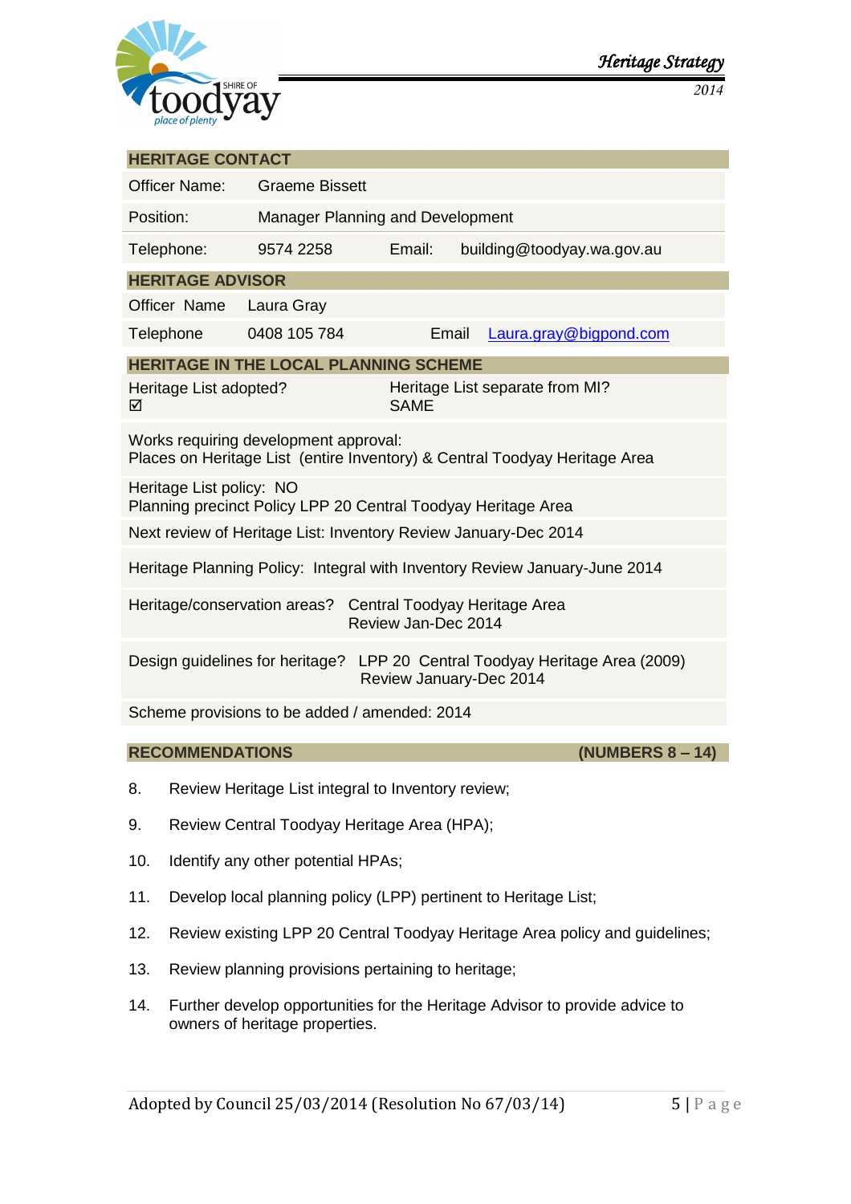| **HERITAGE CONTACT** | | | |
|---|---|---|---|
| Officer Name: | Graeme Bissett | | |
| Position: | Manager Planning and Development | | |
| Telephone: | 9574 2258 | Email: | building@toodyay.wa.gov.au |

| **HERITAGE ADVISOR** | | | |
|---|---|---|---|
| Officer Name | Laura Gray | | |
| Telephone | 0408 105 784 | Email | Laura.gray@bigpond.com |

| **HERITAGE IN THE LOCAL PLANNING SCHEME** | |
|---|---|
| Heritage List adopted? ☑ | Heritage List separate from MI? SAME |
| Works requiring development approval: Places on Heritage List (entire Inventory) & Central Toodyay Heritage Area | |
| Heritage List policy: NO Planning precinct Policy LPP 20 Central Toodyay Heritage Area | |
| Next review of Heritage List: Inventory Review January-Dec 2014 | |
| Heritage Planning Policy: Integral with Inventory Review January-June 2014 | |
| Heritage/conservation areas? | Central Toodyay Heritage Area Review Jan-Dec 2014 |
| Design guidelines for heritage? | LPP 20 Central Toodyay Heritage Area (2009) Review January-Dec 2014 |
| Scheme provisions to be added / amended: 2014 | |

**RECOMMENDATIONS** **(NUMBERS 8 – 14)**

8. Review Heritage List integral to Inventory review;
9. Review Central Toodyay Heritage Area (HPA);
10. Identify any other potential HPAs;
11. Develop local planning policy (LPP) pertinent to Heritage List;
12. Review existing LPP 20 Central Toodyay Heritage Area policy and guidelines;
13. Review planning provisions pertaining to heritage;
14. Further develop opportunities for the Heritage Advisor to provide advice to owners of heritage properties.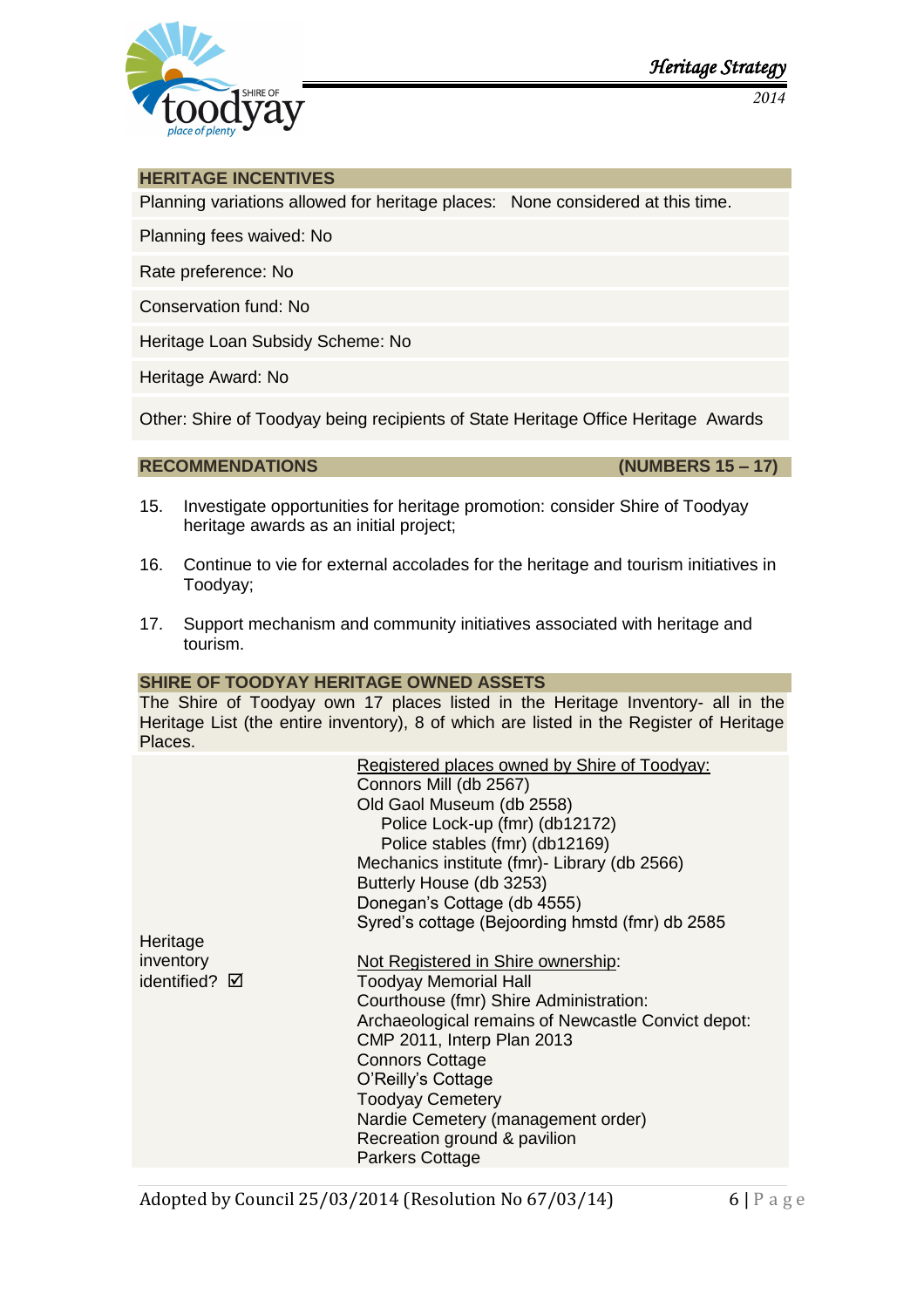## HERITAGE INCENTIVES

Planning variations allowed for heritage places: None considered at this time.

Planning fees waived: No

Rate preference: No

Conservation fund: No

Heritage Loan Subsidy Scheme: No

Heritage Award: No

Other: Shire of Toodyay being recipients of State Heritage Office Heritage Awards

## RECOMMENDATIONS (NUMBERS 15 – 17)

15. Investigate opportunities for heritage promotion: consider Shire of Toodyay heritage awards as an initial project;

16. Continue to vie for external accolades for the heritage and tourism initiatives in Toodyay;

17. Support mechanism and community initiatives associated with heritage and tourism.

## SHIRE OF TOODYAY HERITAGE OWNED ASSETS

The Shire of Toodyay own 17 places listed in the Heritage Inventory- all in the Heritage List (the entire inventory), 8 of which are listed in the Register of Heritage Places.

| | |
|---|---|
| Heritage inventory identified? ☑ | Registered places owned by Shire of Toodyay:<br>Connors Mill (db 2567)<br>Old Gaol Museum (db 2558)<br>&nbsp;&nbsp;&nbsp;&nbsp;Police Lock-up (fmr) (db12172)<br>&nbsp;&nbsp;&nbsp;&nbsp;Police stables (fmr) (db12169)<br>Mechanics institute (fmr)- Library (db 2566)<br>Butterly House (db 3253)<br>Donegan's Cottage (db 4555)<br>Syred's cottage (Bejoording hmstd (fmr) db 2585<br><br>Not Registered in Shire ownership:<br>Toodyay Memorial Hall<br>Courthouse (fmr) Shire Administration:<br>Archaeological remains of Newcastle Convict depot: CMP 2011, Interp Plan 2013<br>Connors Cottage<br>O'Reilly's Cottage<br>Toodyay Cemetery<br>Nardie Cemetery (management order)<br>Recreation ground & pavilion<br>Parkers Cottage |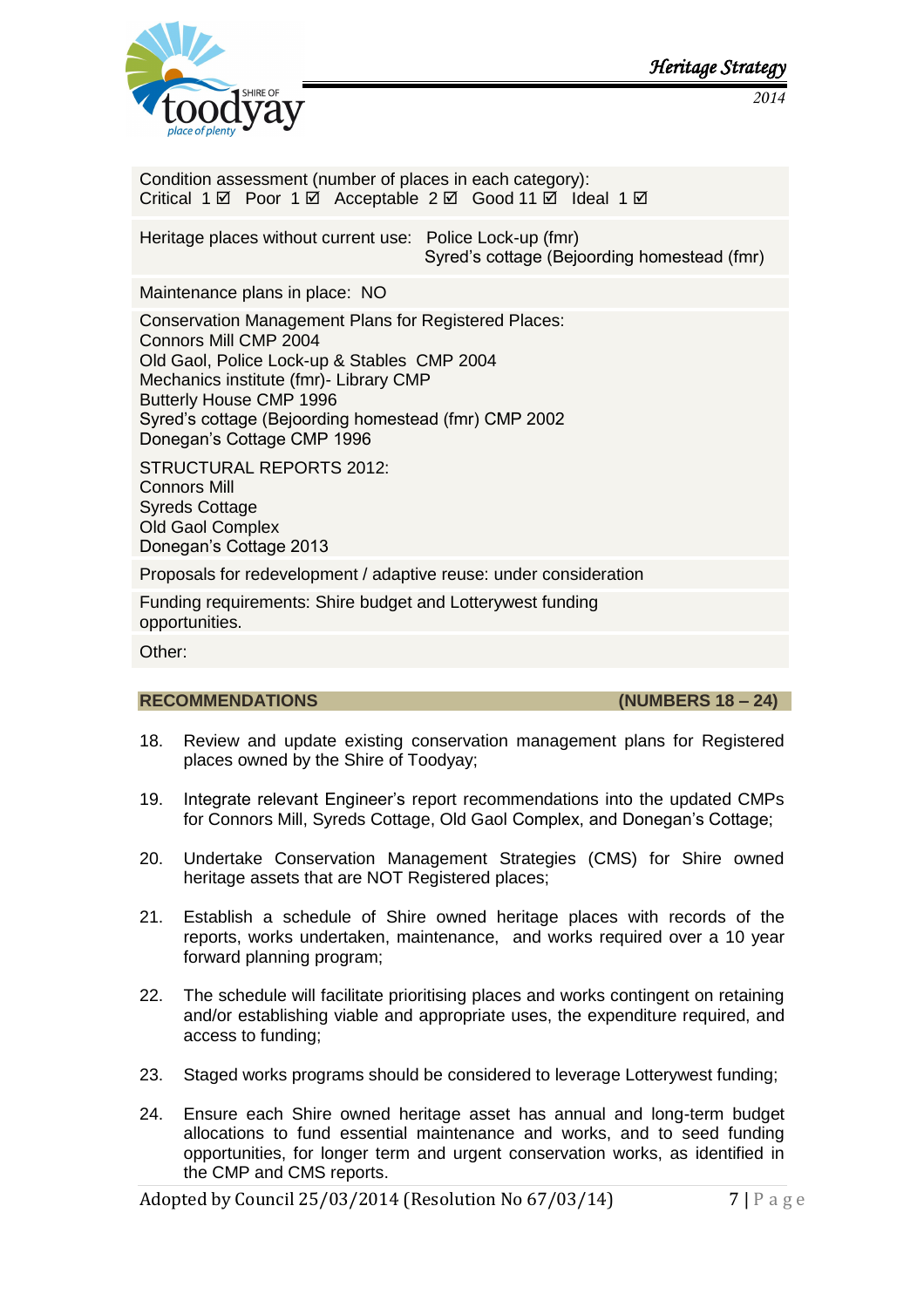Condition assessment (number of places in each category):
Critical 1 ☑ Poor 1 ☑ Acceptable 2 ☑ Good 11 ☑ Ideal 1 ☑

Heritage places without current use: Police Lock-up (fmr)
Syred's cottage (Bejoording homestead (fmr)

Maintenance plans in place: NO

Conservation Management Plans for Registered Places:
Connors Mill CMP 2004
Old Gaol, Police Lock-up & Stables CMP 2004
Mechanics institute (fmr)- Library CMP
Butterly House CMP 1996
Syred's cottage (Bejoording homestead (fmr) CMP 2002
Donegan's Cottage CMP 1996

STRUCTURAL REPORTS 2012:
Connors Mill
Syreds Cottage
Old Gaol Complex
Donegan's Cottage 2013

Proposals for redevelopment / adaptive reuse: under consideration

Funding requirements: Shire budget and Lotterywest funding opportunities.

Other:

## RECOMMENDATIONS (NUMBERS 18 – 24)

18. Review and update existing conservation management plans for Registered places owned by the Shire of Toodyay;

19. Integrate relevant Engineer's report recommendations into the updated CMPs for Connors Mill, Syreds Cottage, Old Gaol Complex, and Donegan's Cottage;

20. Undertake Conservation Management Strategies (CMS) for Shire owned heritage assets that are NOT Registered places;

21. Establish a schedule of Shire owned heritage places with records of the reports, works undertaken, maintenance, and works required over a 10 year forward planning program;

22. The schedule will facilitate prioritising places and works contingent on retaining and/or establishing viable and appropriate uses, the expenditure required, and access to funding;

23. Staged works programs should be considered to leverage Lotterywest funding;

24. Ensure each Shire owned heritage asset has annual and long-term budget allocations to fund essential maintenance and works, and to seed funding opportunities, for longer term and urgent conservation works, as identified in the CMP and CMS reports.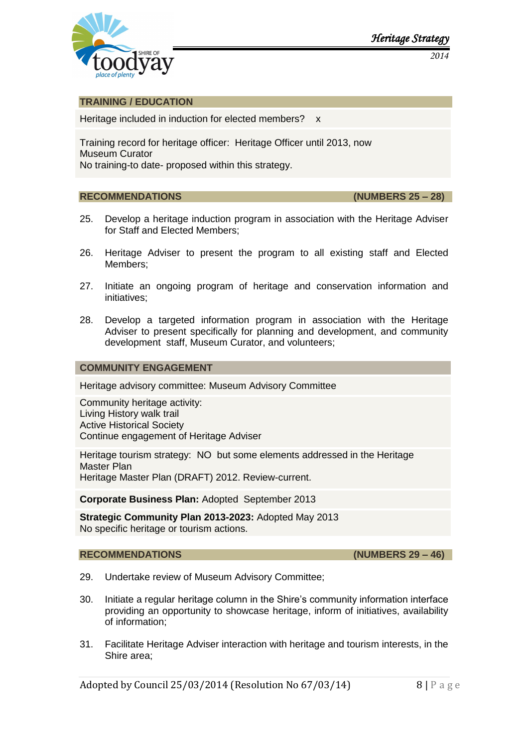## TRAINING / EDUCATION

Heritage included in induction for elected members? x

Training record for heritage officer: Heritage Officer until 2013, now Museum Curator
No training-to date- proposed within this strategy.

## RECOMMENDATIONS (NUMBERS 25 – 28)

25. Develop a heritage induction program in association with the Heritage Adviser for Staff and Elected Members;

26. Heritage Adviser to present the program to all existing staff and Elected Members;

27. Initiate an ongoing program of heritage and conservation information and initiatives;

28. Develop a targeted information program in association with the Heritage Adviser to present specifically for planning and development, and community development staff, Museum Curator, and volunteers;

## COMMUNITY ENGAGEMENT

Heritage advisory committee: Museum Advisory Committee

Community heritage activity:
Living History walk trail
Active Historical Society
Continue engagement of Heritage Adviser

Heritage tourism strategy: NO but some elements addressed in the Heritage Master Plan
Heritage Master Plan (DRAFT) 2012. Review-current.

**Corporate Business Plan:** Adopted September 2013

**Strategic Community Plan 2013-2023:** Adopted May 2013
No specific heritage or tourism actions.

## RECOMMENDATIONS (NUMBERS 29 – 46)

29. Undertake review of Museum Advisory Committee;

30. Initiate a regular heritage column in the Shire's community information interface providing an opportunity to showcase heritage, inform of initiatives, availability of information;

31. Facilitate Heritage Adviser interaction with heritage and tourism interests, in the Shire area;

Adopted by Council 25/03/2014 (Resolution No 67/03/14)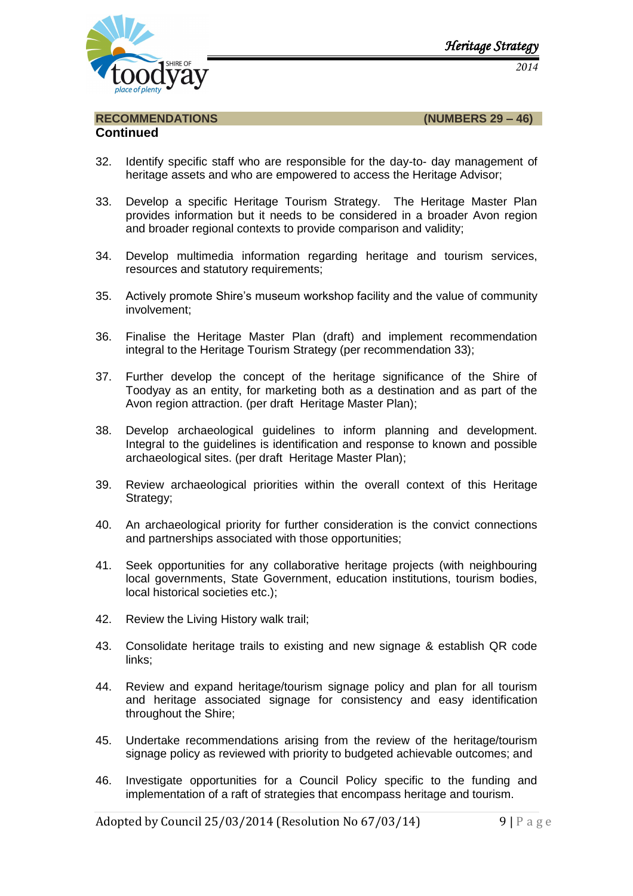## RECOMMENDATIONS (NUMBERS 29 – 46)

**Continued**

32. Identify specific staff who are responsible for the day-to- day management of heritage assets and who are empowered to access the Heritage Advisor;

33. Develop a specific Heritage Tourism Strategy. The Heritage Master Plan provides information but it needs to be considered in a broader Avon region and broader regional contexts to provide comparison and validity;

34. Develop multimedia information regarding heritage and tourism services, resources and statutory requirements;

35. Actively promote Shire's museum workshop facility and the value of community involvement;

36. Finalise the Heritage Master Plan (draft) and implement recommendation integral to the Heritage Tourism Strategy (per recommendation 33);

37. Further develop the concept of the heritage significance of the Shire of Toodyay as an entity, for marketing both as a destination and as part of the Avon region attraction. (per draft Heritage Master Plan);

38. Develop archaeological guidelines to inform planning and development. Integral to the guidelines is identification and response to known and possible archaeological sites. (per draft Heritage Master Plan);

39. Review archaeological priorities within the overall context of this Heritage Strategy;

40. An archaeological priority for further consideration is the convict connections and partnerships associated with those opportunities;

41. Seek opportunities for any collaborative heritage projects (with neighbouring local governments, State Government, education institutions, tourism bodies, local historical societies etc.);

42. Review the Living History walk trail;

43. Consolidate heritage trails to existing and new signage & establish QR code links;

44. Review and expand heritage/tourism signage policy and plan for all tourism and heritage associated signage for consistency and easy identification throughout the Shire;

45. Undertake recommendations arising from the review of the heritage/tourism signage policy as reviewed with priority to budgeted achievable outcomes; and

46. Investigate opportunities for a Council Policy specific to the funding and implementation of a raft of strategies that encompass heritage and tourism.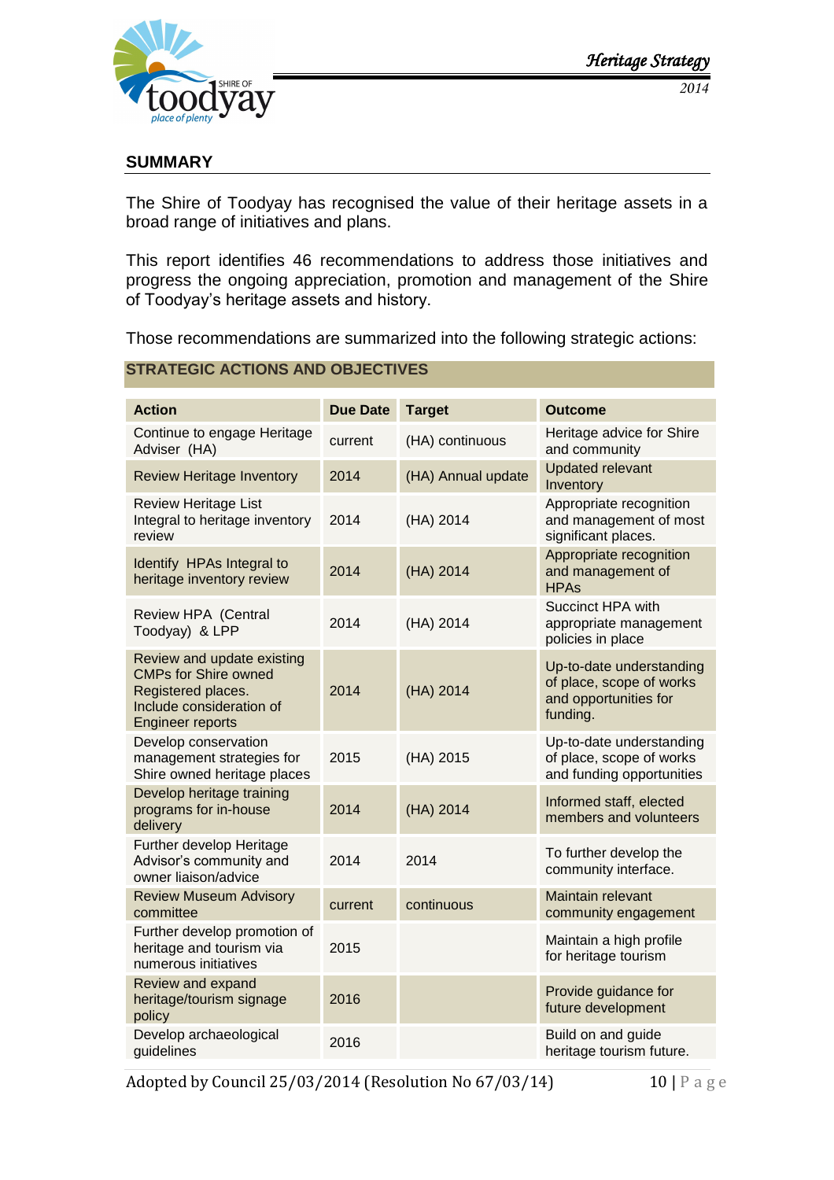## SUMMARY

The Shire of Toodyay has recognised the value of their heritage assets in a broad range of initiatives and plans.

This report identifies 46 recommendations to address those initiatives and progress the ongoing appreciation, promotion and management of the Shire of Toodyay's heritage assets and history.

Those recommendations are summarized into the following strategic actions:

### STRATEGIC ACTIONS AND OBJECTIVES

| Action | Due Date | Target | Outcome |
|---|---|---|---|
| Continue to engage Heritage Adviser (HA) | current | (HA) continuous | Heritage advice for Shire and community |
| Review Heritage Inventory | 2014 | (HA) Annual update | Updated relevant Inventory |
| Review Heritage List Integral to heritage inventory review | 2014 | (HA) 2014 | Appropriate recognition and management of most significant places. |
| Identify HPAs Integral to heritage inventory review | 2014 | (HA) 2014 | Appropriate recognition and management of HPAs |
| Review HPA (Central Toodyay) & LPP | 2014 | (HA) 2014 | Succinct HPA with appropriate management policies in place |
| Review and update existing CMPs for Shire owned Registered places. Include consideration of Engineer reports | 2014 | (HA) 2014 | Up-to-date understanding of place, scope of works and opportunities for funding. |
| Develop conservation management strategies for Shire owned heritage places | 2015 | (HA) 2015 | Up-to-date understanding of place, scope of works and funding opportunities |
| Develop heritage training programs for in-house delivery | 2014 | (HA) 2014 | Informed staff, elected members and volunteers |
| Further develop Heritage Advisor's community and owner liaison/advice | 2014 | 2014 | To further develop the community interface. |
| Review Museum Advisory committee | current | continuous | Maintain relevant community engagement |
| Further develop promotion of heritage and tourism via numerous initiatives | 2015 | | Maintain a high profile for heritage tourism |
| Review and expand heritage/tourism signage policy | 2016 | | Provide guidance for future development |
| Develop archaeological guidelines | 2016 | | Build on and guide heritage tourism future. |

Adopted by Council 25/03/2014 (Resolution No 67/03/14)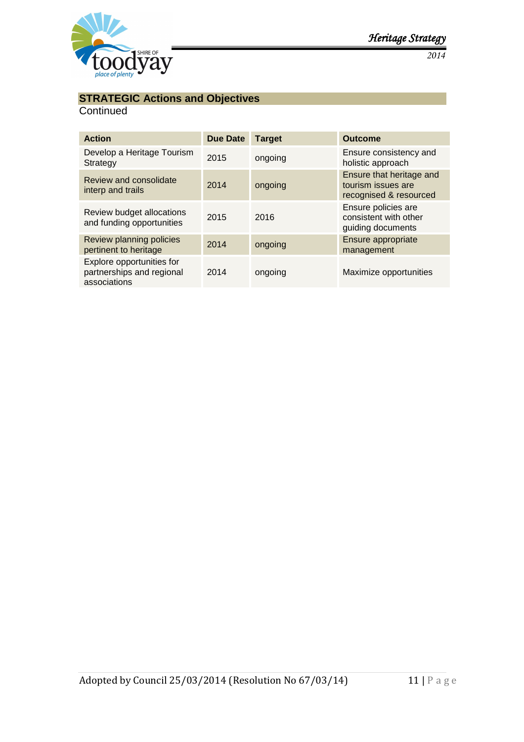## STRATEGIC Actions and Objectives

Continued

| Action | Due Date | Target | Outcome |
|---|---|---|---|
| Develop a Heritage Tourism Strategy | 2015 | ongoing | Ensure consistency and holistic approach |
| Review and consolidate interp and trails | 2014 | ongoing | Ensure that heritage and tourism issues are recognised & resourced |
| Review budget allocations and funding opportunities | 2015 | 2016 | Ensure policies are consistent with other guiding documents |
| Review planning policies pertinent to heritage | 2014 | ongoing | Ensure appropriate management |
| Explore opportunities for partnerships and regional associations | 2014 | ongoing | Maximize opportunities |